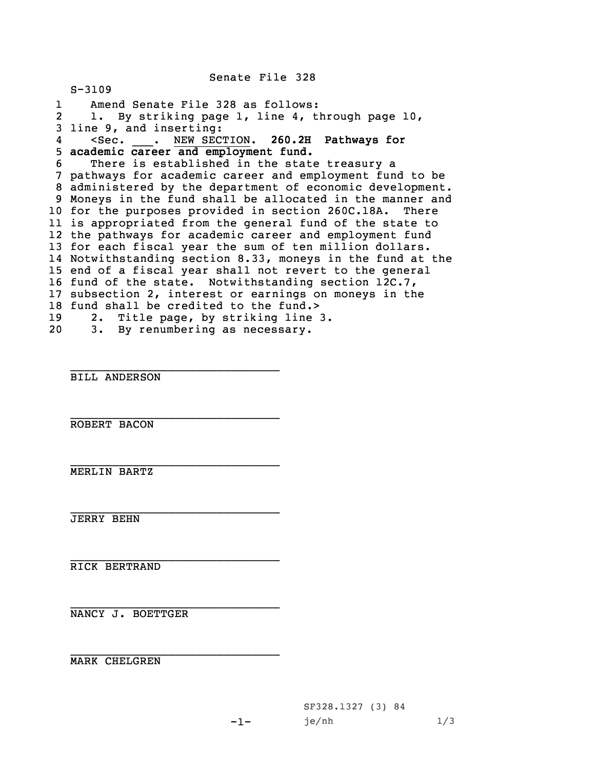Senate File 328

S-3109

1 Amend Senate File 328 as follows:
2 1. By striking page 1, line 4, through page 10,
3 line 9, and inserting:
4 <Sec. ___. NEW SECTION. **260.2H Pathways for**
5 **academic career and employment fund.**
6 There is established in the state treasury a
7 pathways for academic career and employment fund to be
8 administered by the department of economic development.
9 Moneys in the fund shall be allocated in the manner and
10 for the purposes provided in section 260C.18A. There
11 is appropriated from the general fund of the state to
12 the pathways for academic career and employment fund
13 for each fiscal year the sum of ten million dollars.
14 Notwithstanding section 8.33, moneys in the fund at the
15 end of a fiscal year shall not revert to the general
16 fund of the state. Notwithstanding section 12C.7,
17 subsection 2, interest or earnings on moneys in the
18 fund shall be credited to the fund.>
19 2. Title page, by striking line 3.
20 3. By renumbering as necessary.

______________________________
BILL ANDERSON

______________________________
ROBERT BACON

______________________________
MERLIN BARTZ

______________________________
JERRY BEHN

______________________________
RICK BERTRAND

______________________________
NANCY J. BOETTGER

______________________________
MARK CHELGREN

SF328.1327 (3) 84

je/nh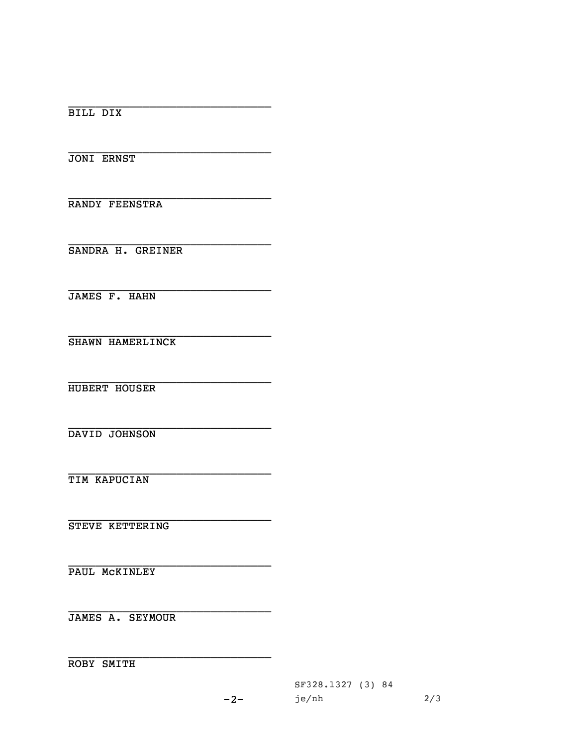\_\_\_\_\_\_\_\_\_\_\_\_\_\_\_\_\_\_\_\_\_\_\_\_\_\_\_\_\_\_
BILL DIX

\_\_\_\_\_\_\_\_\_\_\_\_\_\_\_\_\_\_\_\_\_\_\_\_\_\_\_\_\_\_
JONI ERNST

\_\_\_\_\_\_\_\_\_\_\_\_\_\_\_\_\_\_\_\_\_\_\_\_\_\_\_\_\_\_
RANDY FEENSTRA

\_\_\_\_\_\_\_\_\_\_\_\_\_\_\_\_\_\_\_\_\_\_\_\_\_\_\_\_\_\_
SANDRA H. GREINER

\_\_\_\_\_\_\_\_\_\_\_\_\_\_\_\_\_\_\_\_\_\_\_\_\_\_\_\_\_\_
JAMES F. HAHN

\_\_\_\_\_\_\_\_\_\_\_\_\_\_\_\_\_\_\_\_\_\_\_\_\_\_\_\_\_\_
SHAWN HAMERLINCK

\_\_\_\_\_\_\_\_\_\_\_\_\_\_\_\_\_\_\_\_\_\_\_\_\_\_\_\_\_\_
HUBERT HOUSER

\_\_\_\_\_\_\_\_\_\_\_\_\_\_\_\_\_\_\_\_\_\_\_\_\_\_\_\_\_\_
DAVID JOHNSON

\_\_\_\_\_\_\_\_\_\_\_\_\_\_\_\_\_\_\_\_\_\_\_\_\_\_\_\_\_\_
TIM KAPUCIAN

\_\_\_\_\_\_\_\_\_\_\_\_\_\_\_\_\_\_\_\_\_\_\_\_\_\_\_\_\_\_
STEVE KETTERING

\_\_\_\_\_\_\_\_\_\_\_\_\_\_\_\_\_\_\_\_\_\_\_\_\_\_\_\_\_\_
PAUL McKINLEY

\_\_\_\_\_\_\_\_\_\_\_\_\_\_\_\_\_\_\_\_\_\_\_\_\_\_\_\_\_\_
JAMES A. SEYMOUR

\_\_\_\_\_\_\_\_\_\_\_\_\_\_\_\_\_\_\_\_\_\_\_\_\_\_\_\_\_\_
ROBY SMITH

SF328.1327 (3) 84
je/nh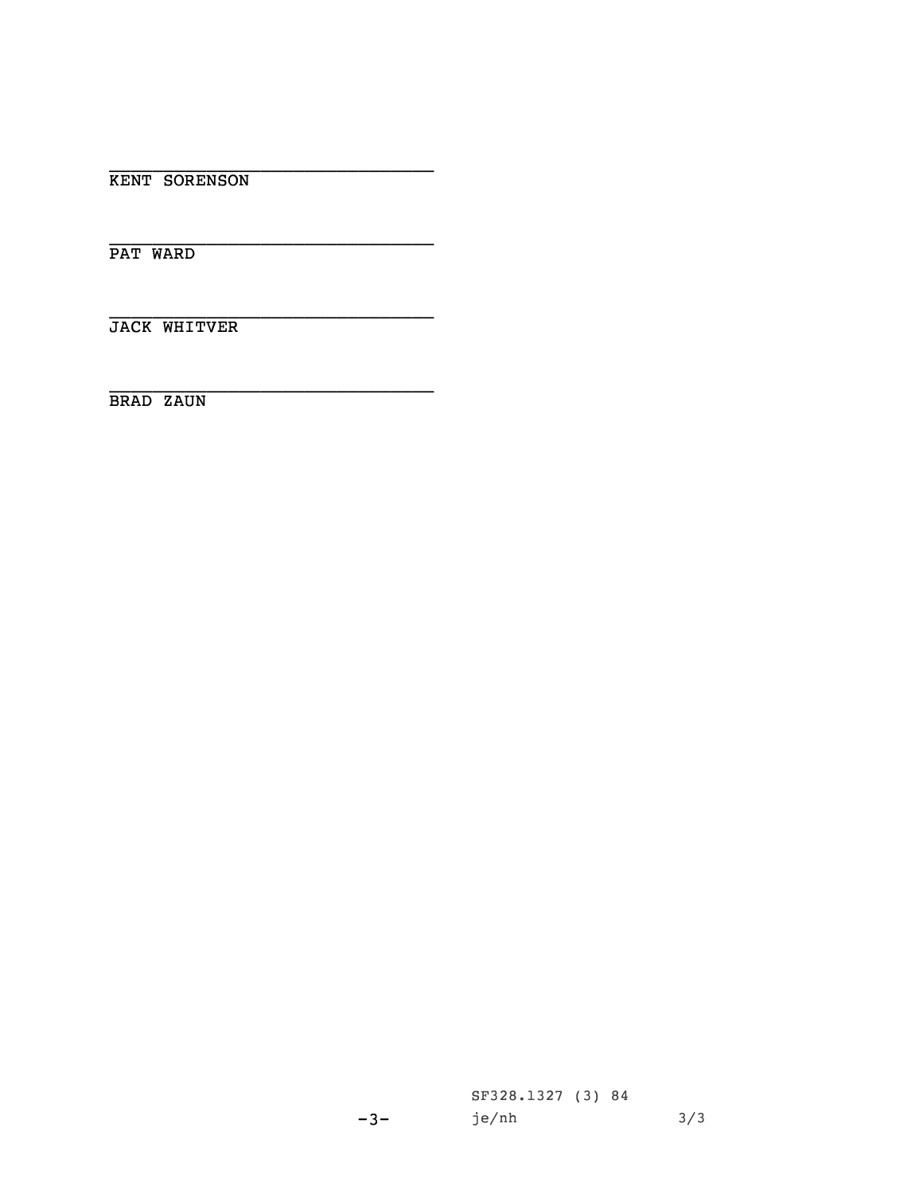\_\_\_\_\_\_\_\_\_\_\_\_\_\_\_\_\_\_\_\_\_\_\_\_\_\_\_\_\_\_

KENT SORENSON

\_\_\_\_\_\_\_\_\_\_\_\_\_\_\_\_\_\_\_\_\_\_\_\_\_\_\_\_\_\_

PAT WARD

\_\_\_\_\_\_\_\_\_\_\_\_\_\_\_\_\_\_\_\_\_\_\_\_\_\_\_\_\_\_

JACK WHITVER

\_\_\_\_\_\_\_\_\_\_\_\_\_\_\_\_\_\_\_\_\_\_\_\_\_\_\_\_\_\_

BRAD ZAUN

SF328.1327 (3) 84
je/nh